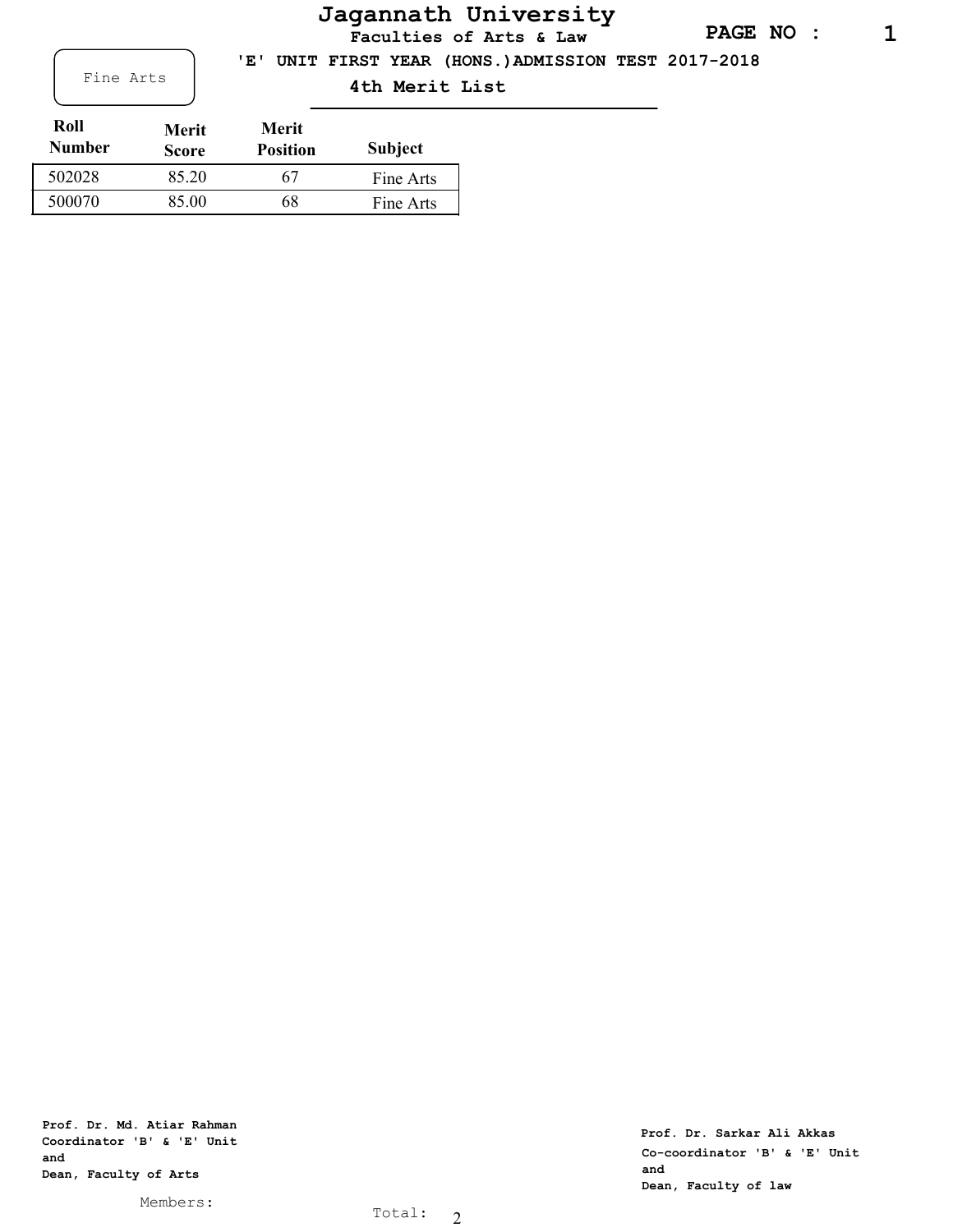# Jagannath University

**Faculties of Arts & Law**

Fine Arts

**'E' UNIT FIRST YEAR (HONS.)ADMISSION TEST 2017-2018**

**4th Merit List**

| Roll Number | Merit Score | Merit Position | Subject |
|---|---|---|---|
| 502028 | 85.20 | 67 | Fine Arts |
| 500070 | 85.00 | 68 | Fine Arts |

**Prof. Dr. Md. Atiar Rahman**
**Coordinator 'B' & 'E' Unit**
**and**
**Dean, Faculty of Arts**

**Prof. Dr. Sarkar Ali Akkas**
**Co-coordinator 'B' & 'E' Unit**
**and**
**Dean, Faculty of law**

Members:

Total: 2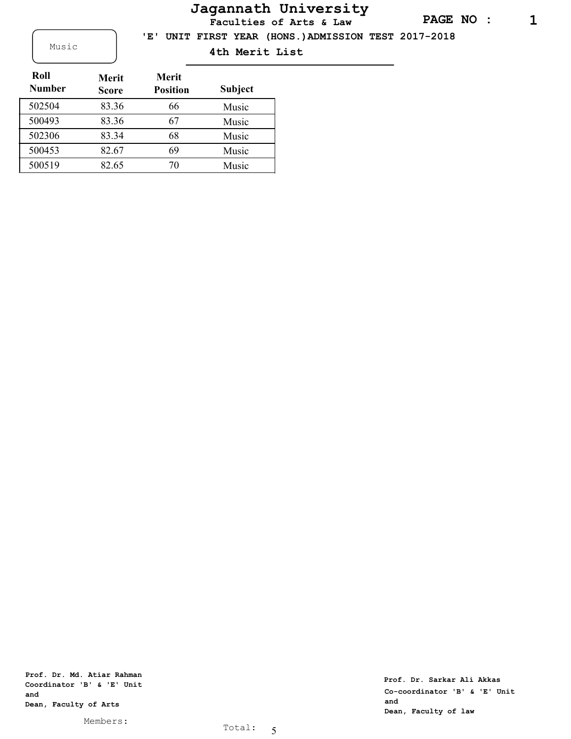# Jagannath University

**Faculties of Arts & Law**

Music

**'E' UNIT FIRST YEAR (HONS.)ADMISSION TEST 2017-2018**

**4th Merit List**

| Roll Number | Merit Score | Merit Position | Subject |
|---|---|---|---|
| 502504 | 83.36 | 66 | Music |
| 500493 | 83.36 | 67 | Music |
| 502306 | 83.34 | 68 | Music |
| 500453 | 82.67 | 69 | Music |
| 500519 | 82.65 | 70 | Music |

**Prof. Dr. Md. Atiar Rahman**
**Coordinator 'B' & 'E' Unit**
**and**
**Dean, Faculty of Arts**

**Prof. Dr. Sarkar Ali Akkas**
**Co-coordinator 'B' & 'E' Unit**
**and**
**Dean, Faculty of law**

Members:

Total: 5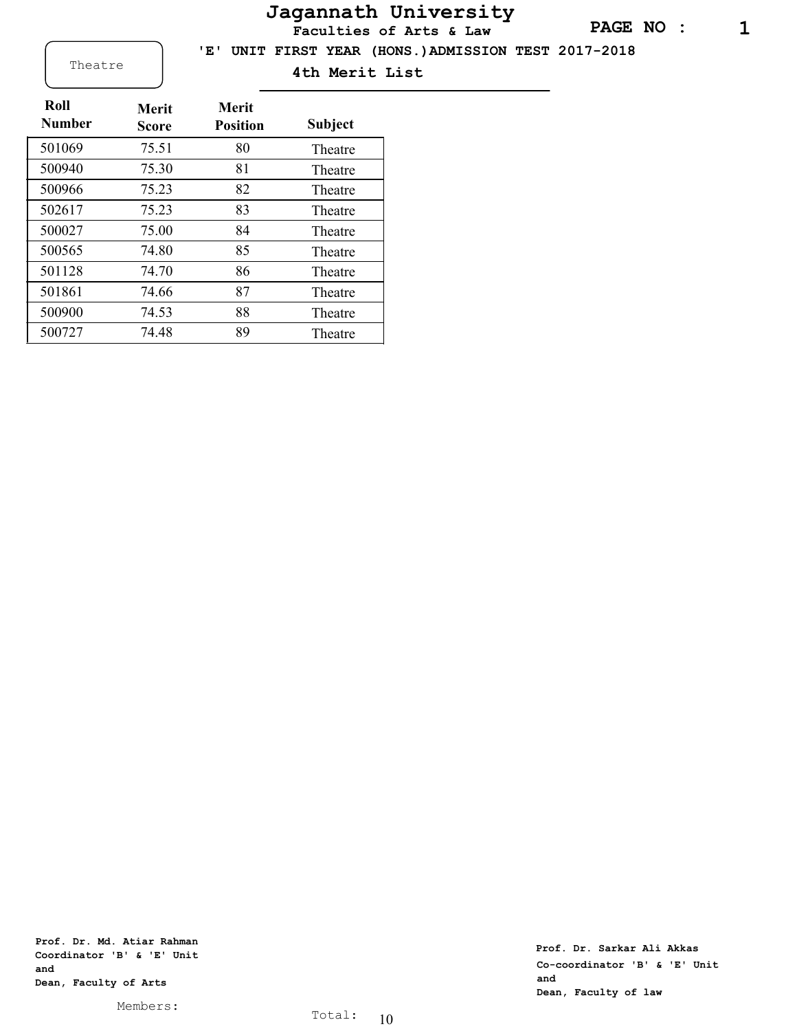# Jagannath University

**Faculties of Arts & Law**

Theatre

**'E' UNIT FIRST YEAR (HONS.)ADMISSION TEST 2017-2018**

**4th Merit List**

| Roll Number | Merit Score | Merit Position | Subject |
|---|---|---|---|
| 501069 | 75.51 | 80 | Theatre |
| 500940 | 75.30 | 81 | Theatre |
| 500966 | 75.23 | 82 | Theatre |
| 502617 | 75.23 | 83 | Theatre |
| 500027 | 75.00 | 84 | Theatre |
| 500565 | 74.80 | 85 | Theatre |
| 501128 | 74.70 | 86 | Theatre |
| 501861 | 74.66 | 87 | Theatre |
| 500900 | 74.53 | 88 | Theatre |
| 500727 | 74.48 | 89 | Theatre |

**Prof. Dr. Md. Atiar Rahman**
**Coordinator 'B' & 'E' Unit**
**and**
**Dean, Faculty of Arts**

**Prof. Dr. Sarkar Ali Akkas**
**Co-coordinator 'B' & 'E' Unit**
**and**
**Dean, Faculty of law**

Members:

Total: 10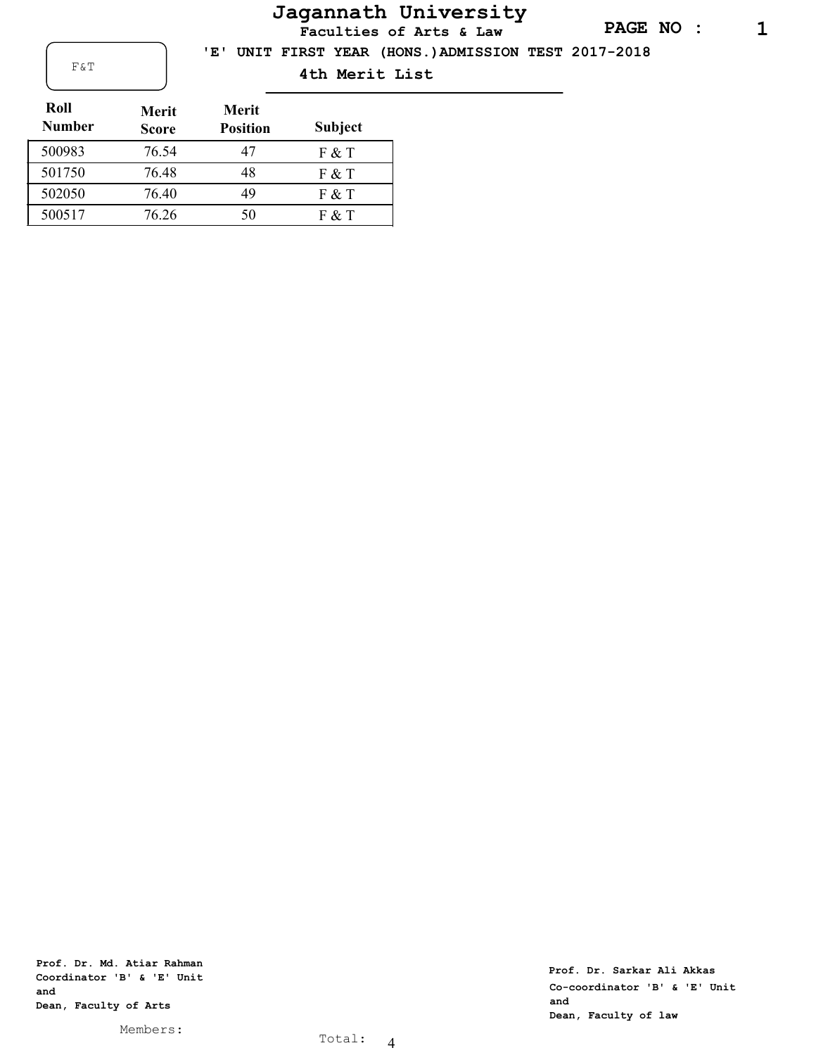# Jagannath University

**Faculties of Arts & Law**

F&T

**'E' UNIT FIRST YEAR (HONS.)ADMISSION TEST 2017-2018**

**4th Merit List**

| Roll Number | Merit Score | Merit Position | Subject |
|---|---|---|---|
| 500983 | 76.54 | 47 | F & T |
| 501750 | 76.48 | 48 | F & T |
| 502050 | 76.40 | 49 | F & T |
| 500517 | 76.26 | 50 | F & T |

**Prof. Dr. Md. Atiar Rahman**
**Coordinator 'B' & 'E' Unit**
**and**
**Dean, Faculty of Arts**

**Prof. Dr. Sarkar Ali Akkas**
**Co-coordinator 'B' & 'E' Unit**
**and**
**Dean, Faculty of law**

Members:

Total: 4